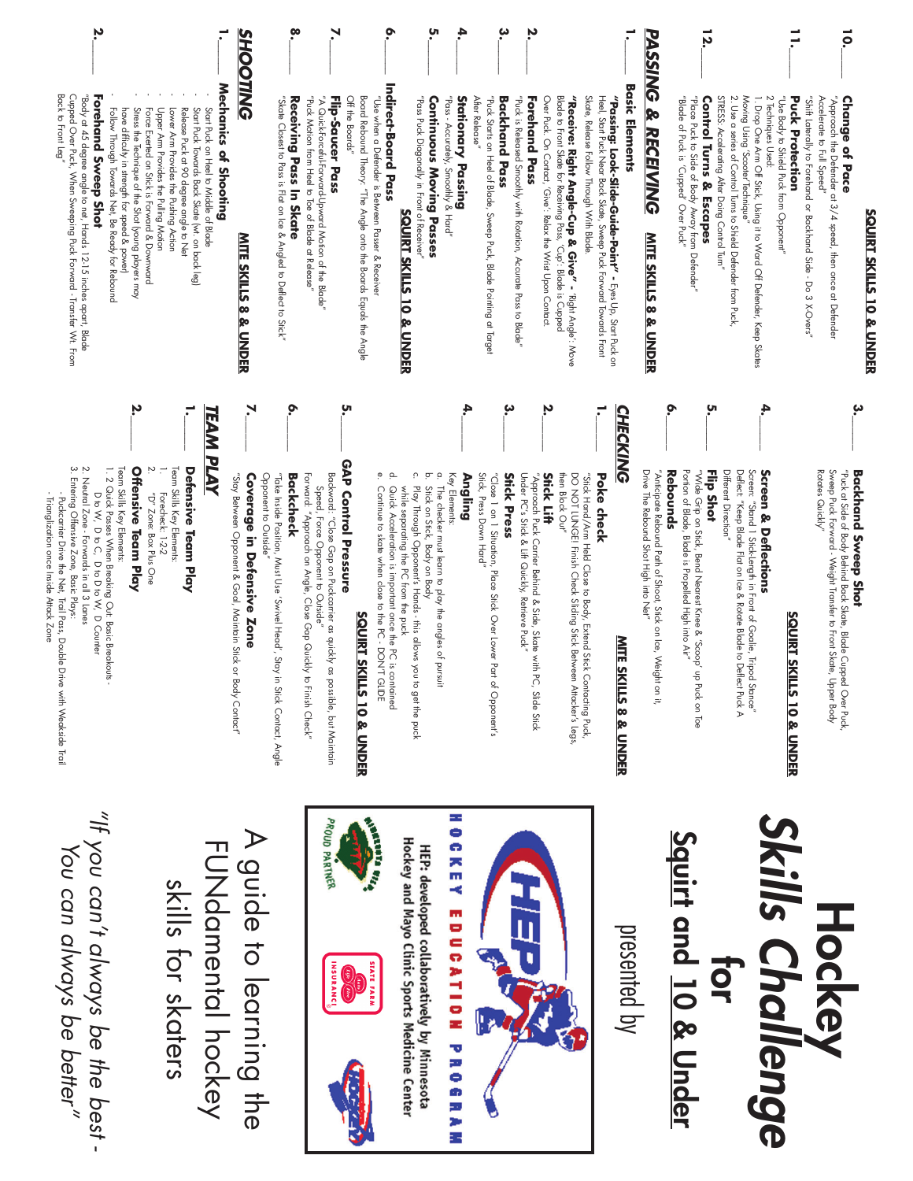10. ____ **Change of Pace** — SQUIRT SKILLS 10 & UNDER
"Approach the Defender at 3/4 speed, then once at Defender Accelerate to Full Speed"
"Shift Laterally to Forehand or Backhand Side - Do 3 X-Overs"

11. ____ **Puck Protection**
"Use Body to Shield Puck from Opponent"
2 Techniques Used:
1. Drop One Arm Off Stick, Using it to Ward Off Defender, Keep Skates Moving Using "Scooter" Technique"
2. Use a series of Control Turns to Shield Defender from Puck,
STRESS: Accelerating After Doing Control Turn"

12. ____ **Control Turns & Escapes**
"Place Puck to Side of Body Away from Defender"
"Blade of Puck is "Cupped" Over Puck"

## PASSING & RECEIVING

### Basic Elements — MITE SKILLS 8 & UNDER

1. ____ ***"Passing: Look-Slide-Guide-Point"*** - Eyes Up, Start Puck on Heel, Start Puck Near Back Skate, Sweep Puck Forward Towards Front Skate, Release Follow Through With Blade.
***"Receive: Right Angle-Cup & Give"*** - 'Right Angle': Move Blade to Front Skate for Receiving Pass, 'Cup': Blade is Cupped Over Puck. On Contact, 'Give': Relax the Wrist Upon Contact

2. ____ **Forehand Pass**
"Puck is Released Smoothly with Rotation, Accurate Pass to Blade"

3. ____ **Backhand Pass**
"Puck Starts on Heel of Blade, Sweep Puck, Blade Pointing at Target After Release"

4. ____ **Stationary Passing**
"Pass - Accurately, Smoothly & Hard"

5. ____ **Continuous Moving Passes**
"Pass Puck Diagonally in Front of Receiver" — SQUIRT SKILLS 10 & UNDER

6. ____ **Indirect-Board Pass**
"Use when a Defender is Between Passer & Receiver
Board Rebound Theory: 'The Angle onto the Boards Equals the Angle Off the Boards'"

7. ____ **Flip-Saucer Pass**
"A Quick-Forceful-Forward-Upward Motion of the Blade"
"Puck Motion from Heel to Toe of Blade at Release"

8. ____ **Receiving Pass In Skate**
"Skate Closest to Pass is Flat on Ice & Angled to Deflect to Stick"

## SHOOTING

### Mechanics of Shooting — MITE SKILLS 8 & UNDER

1. ____
- Start Puck on Heel to Middle of Blade
- Start Puck Towards Back Skate (wt. on back leg)
- Release Puck at 90 degree angle to Net
- Lower Arm Provides the Pushing Action
- Upper Arm Provides the Pulling Motion
- Force Exerted on Stick is Forward & Downward
- Stress the Technique of the Shot (young players may have difficulty in strength for speed & power)
- Follow Through Towards Net, Be Ready for Rebound

2. ____ **Forehand Sweep Shot**
"Body at 45 degree angle to net, Hands 12-15 inches apart, Blade Cupped Over Puck, When Sweeping Puck Forward - Transfer Wt. From Back to Front Leg"

3. ____ **Backhand Sweep Shot** — SQUIRT SKILLS 10 & UNDER
"Puck at Side of Body Behind Back Skate, Blade Cupped Over Puck, Sweep Puck Forward - Weight Transfer to Front Skate, Upper Body Rotates Quickly"

4. ____ **Screen & Deflections**
Screen: "Stand 1 Stick-length in Front of Goalie, Tripod Stance"
Deflect: "Keep Blade Flat on Ice & Rotate Blade to Deflect Puck A Different Direction"

5. ____ **Flip Shot**
"Wide Grip on Stick, Bend Nearest Knee & 'Scoop' up Puck on Toe Portion of Blade, Blade is Propelled High into Air"

6. ____ **Rebounds**
"Anticipate Rebound Path of Shoot, Stick on Ice, Weight on it, Drive The Rebound Shot High into Net"

## CHECKING

MITE SKILLS 8 & UNDER

1. ____ **Poke check**
"Stick Hand/Arm Held Close to Body, Extend Stick Contacting Puck, DO NOT LUNGE! Finish Check Sliding Stick Between Attacker's Legs, then Block Out"

2. ____ **Stick Lift**
"Approach Puck Carrier Behind & Side, Skate with PC, Slide Stick Under PC's Stick & Lift Quickly, Retrieve Puck"

3. ____ **Stick Press**
"Close 1 on 1 Situation, Place Stick Over Lower Part of Opponent's Stick, Press Down Hard"

4. ____ **Angling**
Key Elements:
a. The checker must learn to play the angles of pursuit
b. Stick on Stick, Body on Body
c. Play Through Opponent's Hands - this allows you to get the puck while separating the PC from the puck
d. Quick Acceleration is important once the PC is contained
e. Continue to skate when close to the PC - DON'T GLIDE

SQUIRT SKILLS 10 & UNDER

5. ____ **GAP Control Pressure**
Backward: "Close Gap on Puckcarrier as quickly as possible, but Maintain Speed, Force Opponent to Outside"
Forward: "Approach on Angle, Close Gap Quickly to Finish Check"

6. ____ **Backcheck**
"Take Inside Position, Must Use 'Swivel Head', Stay in Stick Contact, Angle Opponent to Outside"

7. ____ **Coverage in Defensive Zone**
"Stay Between Opponent & Goal, Maintain Stick or Body Contact"

## TEAM PLAY

1. ____ **Defensive Team Play**
Team Skills Key Elements:
1. Forecheck: 1-2-2
2. "D" Zone: Box Plus One

2. ____ **Offensive Team Play**
Team Skills Key Elements:
1. 2 Quick Passes When Breaking Out: Basic Breakouts - D to W, D to C, D to D to W, D Counter
2. Neutral Zone - Forwards in all 3 Lanes
3. Entering Offensive Zone, Basic Plays:
- Puckcarrier Drive the Net, Trail Pass, Double Drive with Weakside Trail
- Triangulation once Inside Attack Zone

# Hockey Skills Challenge for Squirt and 10 & Under

presented by

HEP: developed collaboratively by Minnesota Hockey and Mayo Clinic Sports Medicine Center

HOCKEY EDUCATION PROGRAM

PROUD PARTNER

STATE FARM INSURANCE

## A guide to learning the FUNdamental hockey skills for skaters

*"If you can't always be the best - You can always be better"*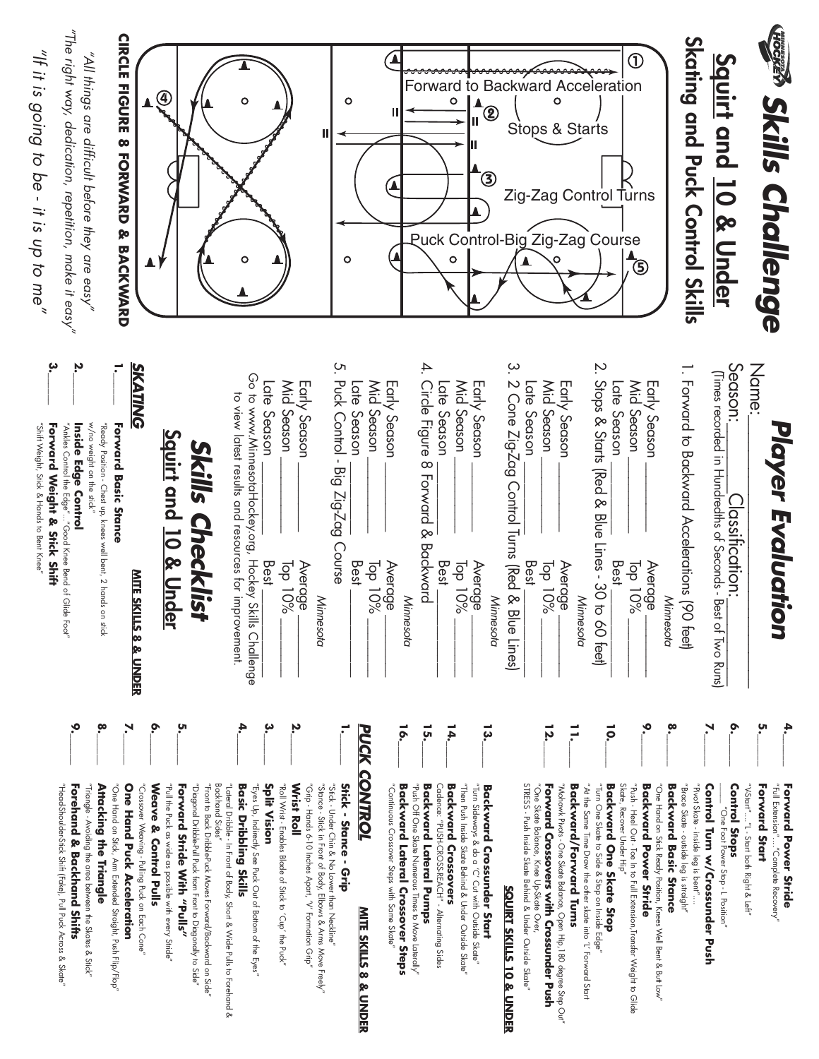# Skills Challenge

## Squirt and 10 & Under

### Skating and Puck Control Skills

① Forward to Backward Acceleration

② Stops & Starts

③ Zig-Zag Control Turns

④ CIRCLE FIGURE 8 FORWARD & BACKWARD

⑤ Puck Control-Big Zig-Zag Course

*"All things are difficult before they are easy"*

*"The right way, dedication, repetition, make it easy"*

*"If it is going to be - it is up to me"*

# Player Evaluation

Name: ______________________

Season: __________ Classification: __________

(Times recorded in Hundredths of Seconds - Best of Two Runs)

1. Forward to Backward Accelerations (90 feet)

| | | Minnesota | |
|---|---|---|---|
| Early Season | ______ | Average | ______ |
| Mid Season | ______ | Top 10% | ______ |
| Late Season | ______ | Best | ______ |

2. Stops & Starts (Red & Blue Lines - 30 to 60 feet)

| | | Minnesota | |
|---|---|---|---|
| Early Season | ______ | Average | ______ |
| Mid Season | ______ | Top 10% | ______ |
| Late Season | ______ | Best | ______ |

3. 2 Cone Zig-Zag Control Turns (Red & Blue Lines)

| | | Minnesota | |
|---|---|---|---|
| Early Season | ______ | Average | ______ |
| Mid Season | ______ | Top 10% | ______ |
| Late Season | ______ | Best | ______ |

4. Circle Figure 8 Forward & Backward

| | | Minnesota | |
|---|---|---|---|
| Early Season | ______ | Average | ______ |
| Mid Season | ______ | Top 10% | ______ |
| Late Season | ______ | Best | ______ |

5. Puck Control - Big Zig-Zag Course

| | | Minnesota | |
|---|---|---|---|
| Early Season | ______ | Average | ______ |
| Mid Season | ______ | Top 10% | ______ |
| Late Season | ______ | Best | ______ |

Go to www.MinnesotaHockey.org, Hockey Skills Challenge to view latest results and resources for improvement.

# Skills Checklist

## Squirt and 10 & Under

### SKATING

**MITE SKILLS 8 & UNDER**

1. ______ **Forward Basic Stance**
   "Ready Position - Chest up, knees well bent, 2 hands on stick w/no weight on the stick"
2. ______ **Inside Edge Control**
   "Ankles Control the Edge"... "Good Knee Bend of Glide Foot"
3. ______ **Forward Weight & Stick Shift**
   "Shift Weight, Stick & Hands to Bent Knee"
4. ______ **Forward Power Stride**
   "Full Extension"... "Complete Recovery"
5. ______ **Forward Start**
   "V-Start"... "L - Start both Right & Left"
6. ______ **Control Stops**
   ______ "One Foot Power Stop - L Position"
7. ______ **Control Turn w/Crossunder Push**
   "Pivot Skate - inside leg is bent"...
   "Brace Skate - outside leg is straight"
8. ______ **Backward Basic Stance**
   "One Hand on Stick Ready Position, Knees Well Bent & Butt Low"
9. ______ **Backward Power Stride**
   "Push - Heel Out - Toe In to Full Extension, Transfer Weight to Glide Skate, Recover Under Hip"

**SQUIRT SKILLS 10 & UNDER**

10. ______ **Backward One Skate Stop**
    "Turn One Skate to Side & Stop on Inside Edge"
11. ______ **Backward/Forward Turns**
    "At the Same Time Draw the other skate into 'L' Forward Start
    "Mohawk Pivots - One Skate Balance, Open Hip, 180 degree Step Out"
12. ______ **Forward Crossovers with Crossunder Push**
    "One Skate Balance, Knee Up-Skate Over,
    STRESS - Push Inside Skate Behind & Under Outside Skate"
13. ______ **Backward Crossunder Start**
    "Turn Sideways & do a "C" Cut with Outside Skate"
    "Then Push Inside Skate Behind & Under Outside Skate"
14. ______ **Backward Crossovers**
    Cadence: "PUSH-CROSS-REACH" - Alternating Sides
15. ______ **Backward Lateral Pumps**
    "Push Off One Skate Numerous Times to Move Laterally"
16. ______ **Backward Lateral Crossover Steps**
    "Continuous Crossover Steps with Same Skate"

### PUCK CONTROL

**MITE SKILLS 8 & UNDER**

1. ______ **Stick - Stance - Grip**
   "Stick - Under Chin & No Lower than Neckline"
   "Stance - Stick in Front of Body, Elbows & Arms Move Freely"
   "Grip - Hands 6-10 Inches Apart, 'V' Formation Grip"
2. ______ **Wrist Roll**
   "Roll Wrist - Enables Blade of Stick to "Cup" the Puck"
3. ______ **Split Vision**
   "Eyes Up, Indirectly See Puck Out of Bottom of the Eyes"
4. ______ **Basic Dribbling Skills**
   "Lateral Dribble - In Front of Body, Short & Wide Pulls to Forehand & Backhand Sides"
   "Front to Back Dribble-Puck Moves Forward/Backward on Side"
   "Diagonal Dribble-Pull Puck from Front to Diagonally to Side"
5. ______ **Forward Stride With "Pulls"**
   "Pull the Puck as wide as possible with every Stride"
6. ______ **Weave & Control Pulls**
   "Crossover Weaving - Pulling Puck on Each Cone"
7. ______ **One Hand Puck Acceleration**
   "One Hand on Stick, Arm Extended Straight, Push Flip/Flop"
8. ______ **Attacking the Triangle**
   "Triangle - Avoiding the area between the Skates & Stick"
9. ______ **Forehand & Backhand Shifts**
   "Head-Shoulders-Stick Shift (Fake), Pull Puck Across & Skate"